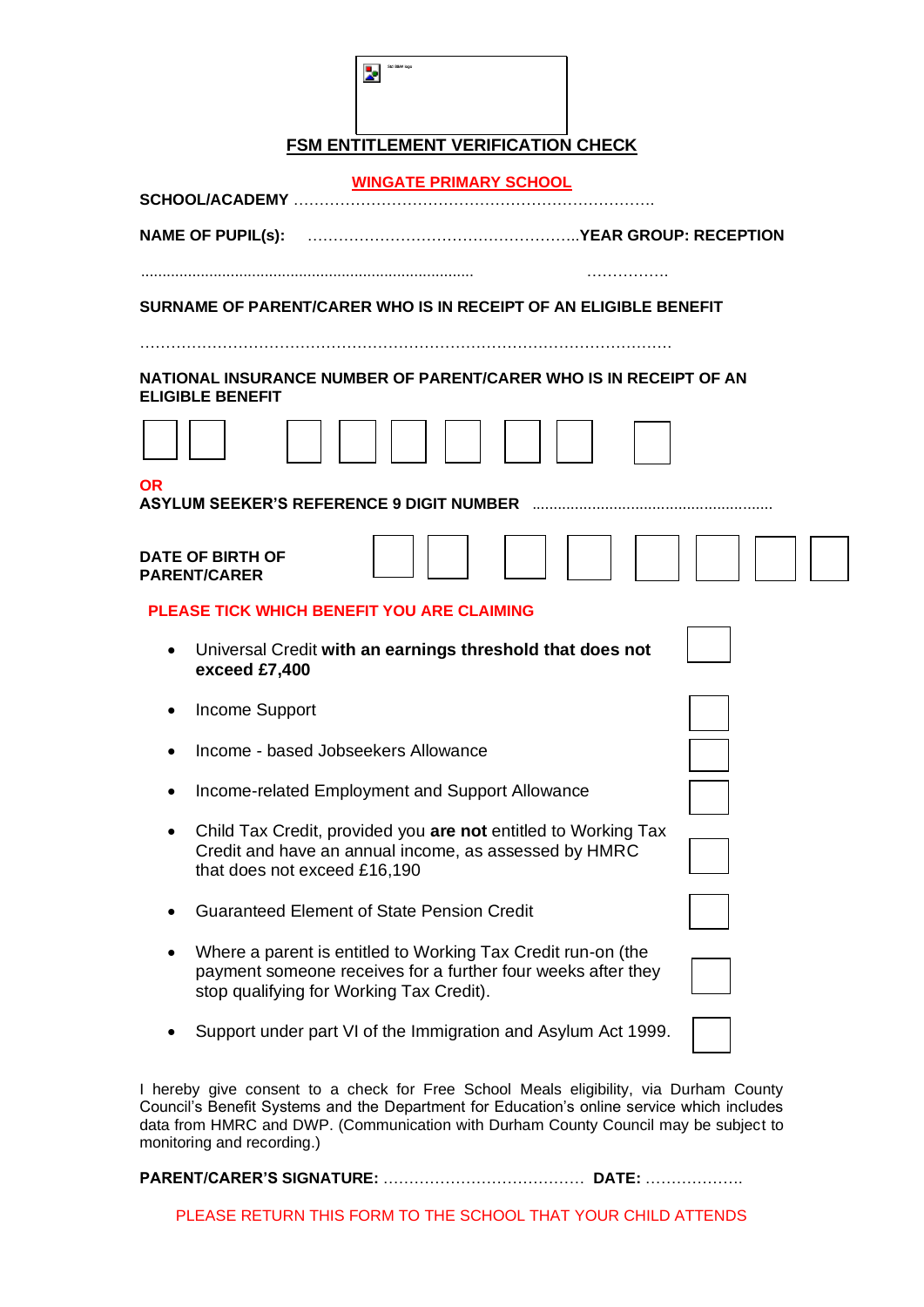# FSM ENTITLEMENT VERIFICATION CHECK

**WINGATE PRIMARY SCHOOL**

**SCHOOL/ACADEMY** ……………………………………………………………….

**NAME OF PUPIL(s):** ……………………………………………..**YEAR GROUP: RECEPTION**

…………………………………………………………………… …………….

**SURNAME OF PARENT/CARER WHO IS IN RECEIPT OF AN ELIGIBLE BENEFIT**

……………………………………………………………………………………………

**NATIONAL INSURANCE NUMBER OF PARENT/CARER WHO IS IN RECEIPT OF AN ELIGIBLE BENEFIT**

☐☐ ☐☐☐☐☐☐ ☐

**OR**

**ASYLUM SEEKER'S REFERENCE 9 DIGIT NUMBER** ……………………………………………………

**DATE OF BIRTH OF PARENT/CARER** ☐☐ ☐☐ ☐☐☐☐

**PLEASE TICK WHICH BENEFIT YOU ARE CLAIMING**

- Universal Credit **with an earnings threshold that does not exceed £7,400** ☐
- Income Support ☐
- Income - based Jobseekers Allowance ☐
- Income-related Employment and Support Allowance ☐
- Child Tax Credit, provided you **are not** entitled to Working Tax Credit and have an annual income, as assessed by HMRC that does not exceed £16,190 ☐
- Guaranteed Element of State Pension Credit ☐
- Where a parent is entitled to Working Tax Credit run-on (the payment someone receives for a further four weeks after they stop qualifying for Working Tax Credit). ☐
- Support under part VI of the Immigration and Asylum Act 1999. ☐

I hereby give consent to a check for Free School Meals eligibility, via Durham County Council's Benefit Systems and the Department for Education's online service which includes data from HMRC and DWP. (Communication with Durham County Council may be subject to monitoring and recording.)

**PARENT/CARER'S SIGNATURE:** ………………………………… **DATE:** ……………….

PLEASE RETURN THIS FORM TO THE SCHOOL THAT YOUR CHILD ATTENDS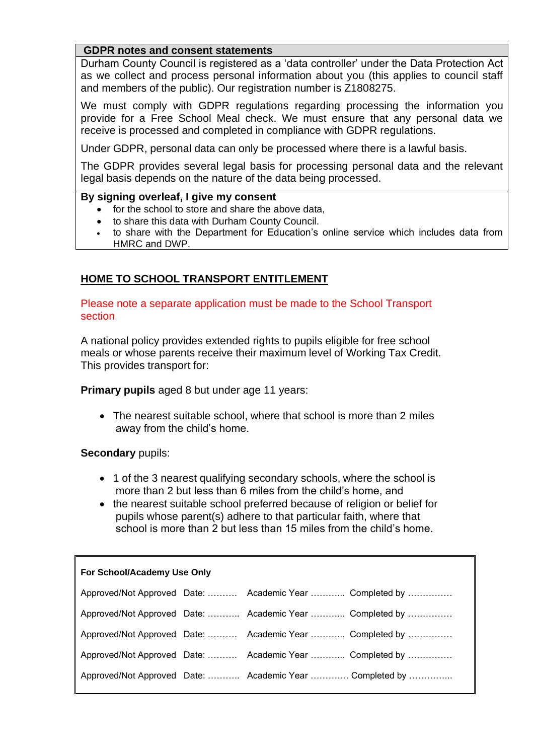| **GDPR notes and consent statements** |
|---|
| Durham County Council is registered as a 'data controller' under the Data Protection Act as we collect and process personal information about you (this applies to council staff and members of the public). Our registration number is Z1808275.<br><br>We must comply with GDPR regulations regarding processing the information you provide for a Free School Meal check. We must ensure that any personal data we receive is processed and completed in compliance with GDPR regulations.<br><br>Under GDPR, personal data can only be processed where there is a lawful basis.<br><br>The GDPR provides several legal basis for processing personal data and the relevant legal basis depends on the nature of the data being processed. |
| **By signing overleaf, I give my consent**<br>• for the school to store and share the above data,<br>• to share this data with Durham County Council.<br>• to share with the Department for Education's online service which includes data from HMRC and DWP. |

## HOME TO SCHOOL TRANSPORT ENTITLEMENT

Please note a separate application must be made to the School Transport section

A national policy provides extended rights to pupils eligible for free school meals or whose parents receive their maximum level of Working Tax Credit. This provides transport for:

**Primary pupils** aged 8 but under age 11 years:

- The nearest suitable school, where that school is more than 2 miles away from the child's home.

**Secondary** pupils:

- 1 of the 3 nearest qualifying secondary schools, where the school is more than 2 but less than 6 miles from the child's home, and
- the nearest suitable school preferred because of religion or belief for pupils whose parent(s) adhere to that particular faith, where that school is more than 2 but less than 15 miles from the child's home.

**For School/Academy Use Only**

| | | | |
|---|---|---|---|
| Approved/Not Approved | Date: ………. | Academic Year ……….. | Completed by …………… |
| Approved/Not Approved | Date: ……….. | Academic Year ……….. | Completed by …………… |
| Approved/Not Approved | Date: ………. | Academic Year ……….. | Completed by …………… |
| Approved/Not Approved | Date: ………. | Academic Year ……….. | Completed by …………… |
| Approved/Not Approved | Date: ……….. | Academic Year …………. | Completed by …………... |